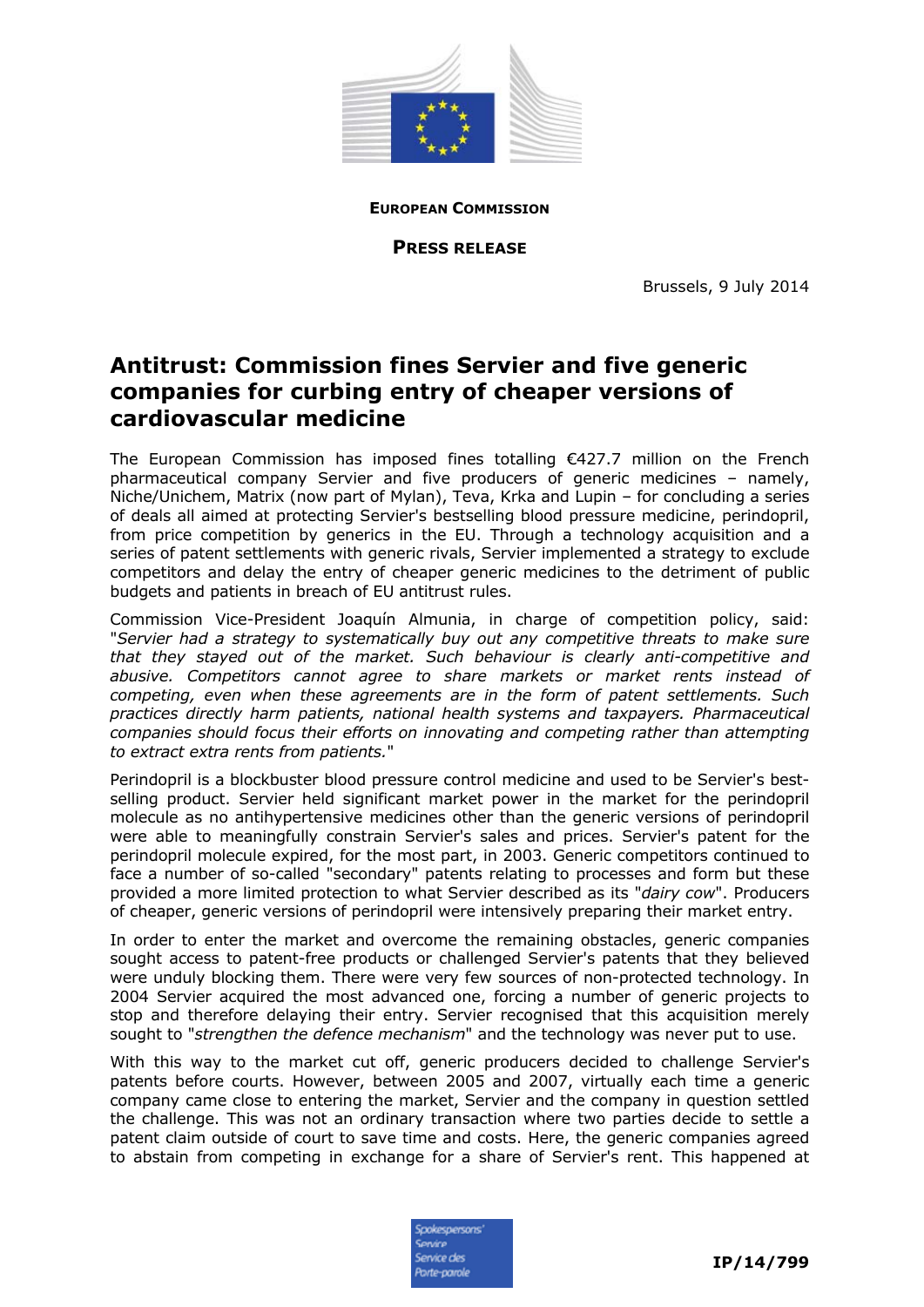**EUROPEAN COMMISSION**

**PRESS RELEASE**

Brussels, 9 July 2014

# Antitrust: Commission fines Servier and five generic companies for curbing entry of cheaper versions of cardiovascular medicine

The European Commission has imposed fines totalling €427.7 million on the French pharmaceutical company Servier and five producers of generic medicines – namely, Niche/Unichem, Matrix (now part of Mylan), Teva, Krka and Lupin – for concluding a series of deals all aimed at protecting Servier's bestselling blood pressure medicine, perindopril, from price competition by generics in the EU. Through a technology acquisition and a series of patent settlements with generic rivals, Servier implemented a strategy to exclude competitors and delay the entry of cheaper generic medicines to the detriment of public budgets and patients in breach of EU antitrust rules.

Commission Vice-President Joaquín Almunia, in charge of competition policy, said: "*Servier had a strategy to systematically buy out any competitive threats to make sure that they stayed out of the market. Such behaviour is clearly anti-competitive and abusive. Competitors cannot agree to share markets or market rents instead of competing, even when these agreements are in the form of patent settlements. Such practices directly harm patients, national health systems and taxpayers. Pharmaceutical companies should focus their efforts on innovating and competing rather than attempting to extract extra rents from patients.*"

Perindopril is a blockbuster blood pressure control medicine and used to be Servier's best-selling product. Servier held significant market power in the market for the perindopril molecule as no antihypertensive medicines other than the generic versions of perindopril were able to meaningfully constrain Servier's sales and prices. Servier's patent for the perindopril molecule expired, for the most part, in 2003. Generic competitors continued to face a number of so-called "secondary" patents relating to processes and form but these provided a more limited protection to what Servier described as its "*dairy cow*". Producers of cheaper, generic versions of perindopril were intensively preparing their market entry.

In order to enter the market and overcome the remaining obstacles, generic companies sought access to patent-free products or challenged Servier's patents that they believed were unduly blocking them. There were very few sources of non-protected technology. In 2004 Servier acquired the most advanced one, forcing a number of generic projects to stop and therefore delaying their entry. Servier recognised that this acquisition merely sought to "*strengthen the defence mechanism*" and the technology was never put to use.

With this way to the market cut off, generic producers decided to challenge Servier's patents before courts. However, between 2005 and 2007, virtually each time a generic company came close to entering the market, Servier and the company in question settled the challenge. This was not an ordinary transaction where two parties decide to settle a patent claim outside of court to save time and costs. Here, the generic companies agreed to abstain from competing in exchange for a share of Servier's rent. This happened at

IP/14/799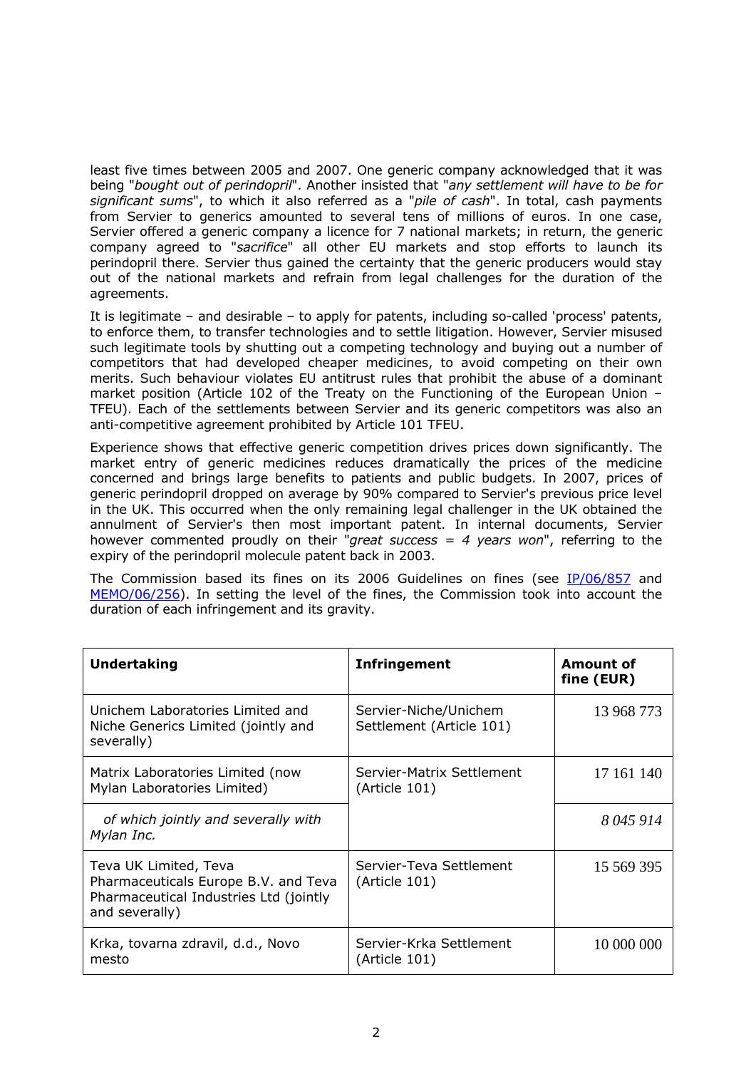least five times between 2005 and 2007. One generic company acknowledged that it was being "*bought out of perindopril*". Another insisted that "*any settlement will have to be for significant sums*", to which it also referred as a "*pile of cash*". In total, cash payments from Servier to generics amounted to several tens of millions of euros. In one case, Servier offered a generic company a licence for 7 national markets; in return, the generic company agreed to "*sacrifice*" all other EU markets and stop efforts to launch its perindopril there. Servier thus gained the certainty that the generic producers would stay out of the national markets and refrain from legal challenges for the duration of the agreements.

It is legitimate – and desirable – to apply for patents, including so-called 'process' patents, to enforce them, to transfer technologies and to settle litigation. However, Servier misused such legitimate tools by shutting out a competing technology and buying out a number of competitors that had developed cheaper medicines, to avoid competing on their own merits. Such behaviour violates EU antitrust rules that prohibit the abuse of a dominant market position (Article 102 of the Treaty on the Functioning of the European Union – TFEU). Each of the settlements between Servier and its generic competitors was also an anti-competitive agreement prohibited by Article 101 TFEU.

Experience shows that effective generic competition drives prices down significantly. The market entry of generic medicines reduces dramatically the prices of the medicine concerned and brings large benefits to patients and public budgets. In 2007, prices of generic perindopril dropped on average by 90% compared to Servier's previous price level in the UK. This occurred when the only remaining legal challenger in the UK obtained the annulment of Servier's then most important patent. In internal documents, Servier however commented proudly on their "*great success = 4 years won*", referring to the expiry of the perindopril molecule patent back in 2003.

The Commission based its fines on its 2006 Guidelines on fines (see IP/06/857 and MEMO/06/256). In setting the level of the fines, the Commission took into account the duration of each infringement and its gravity.

| **Undertaking** | **Infringement** | **Amount of fine (EUR)** |
|---|---|---|
| Unichem Laboratories Limited and Niche Generics Limited (jointly and severally) | Servier-Niche/Unichem Settlement (Article 101) | 13 968 773 |
| Matrix Laboratories Limited (now Mylan Laboratories Limited) | Servier-Matrix Settlement (Article 101) | 17 161 140 |
| *of which jointly and severally with Mylan Inc.* | | *8 045 914* |
| Teva UK Limited, Teva Pharmaceuticals Europe B.V. and Teva Pharmaceutical Industries Ltd (jointly and severally) | Servier-Teva Settlement (Article 101) | 15 569 395 |
| Krka, tovarna zdravil, d.d., Novo mesto | Servier-Krka Settlement (Article 101) | 10 000 000 |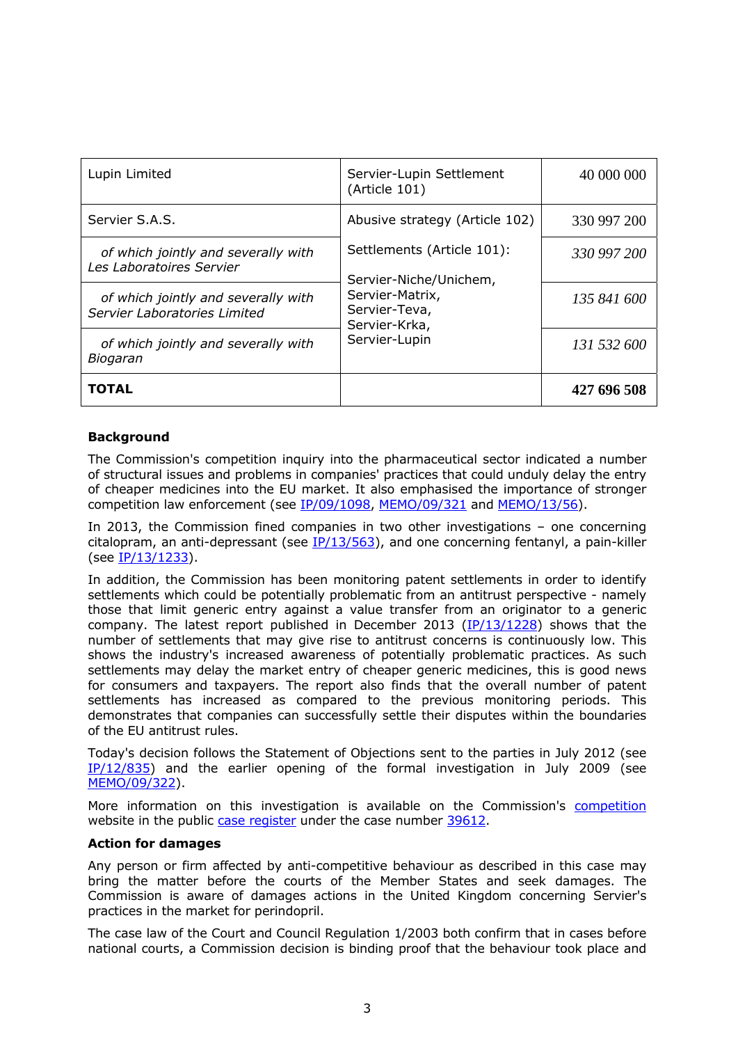| | | |
|---|---|---|
| Lupin Limited | Servier-Lupin Settlement (Article 101) | 40 000 000 |
| Servier S.A.S. | Abusive strategy (Article 102) | 330 997 200 |
| *of which jointly and severally with Les Laboratoires Servier* | Settlements (Article 101): Servier-Niche/Unichem, Servier-Matrix, Servier-Teva, Servier-Krka, Servier-Lupin | *330 997 200* |
| *of which jointly and severally with Servier Laboratories Limited* | | *135 841 600* |
| *of which jointly and severally with Biogaran* | | *131 532 600* |
| **TOTAL** | | **427 696 508** |

**Background**

The Commission's competition inquiry into the pharmaceutical sector indicated a number of structural issues and problems in companies' practices that could unduly delay the entry of cheaper generic medicines into the EU market. It also emphasised the importance of stronger competition law enforcement (see IP/09/1098, MEMO/09/321 and MEMO/13/56).

In 2013, the Commission fined companies in two other investigations – one concerning citalopram, an anti-depressant (see IP/13/563), and one concerning fentanyl, a pain-killer (see IP/13/1233).

In addition, the Commission has been monitoring patent settlements in order to identify settlements which could be potentially problematic from an antitrust perspective - namely those that limit generic entry against a value transfer from an originator to a generic company. The latest report published in December 2013 (IP/13/1228) shows that the number of settlements that may give rise to antitrust concerns is continuously low. This shows the industry's increased awareness of potentially problematic practices. As such settlements may delay the market entry of cheaper generic medicines, this is good news for consumers and taxpayers. The report also finds that the overall number of patent settlements has increased as compared to the previous monitoring periods. This demonstrates that companies can successfully settle their disputes within the boundaries of the EU antitrust rules.

Today's decision follows the Statement of Objections sent to the parties in July 2012 (see IP/12/835) and the earlier opening of the formal investigation in July 2009 (see MEMO/09/322).

More information on this investigation is available on the Commission's competition website in the public case register under the case number 39612.

**Action for damages**

Any person or firm affected by anti-competitive behaviour as described in this case may bring the matter before the courts of the Member States and seek damages. The Commission is aware of damages actions in the United Kingdom concerning Servier's practices in the market for perindopril.

The case law of the Court and Council Regulation 1/2003 both confirm that in cases before national courts, a Commission decision is binding proof that the behaviour took place and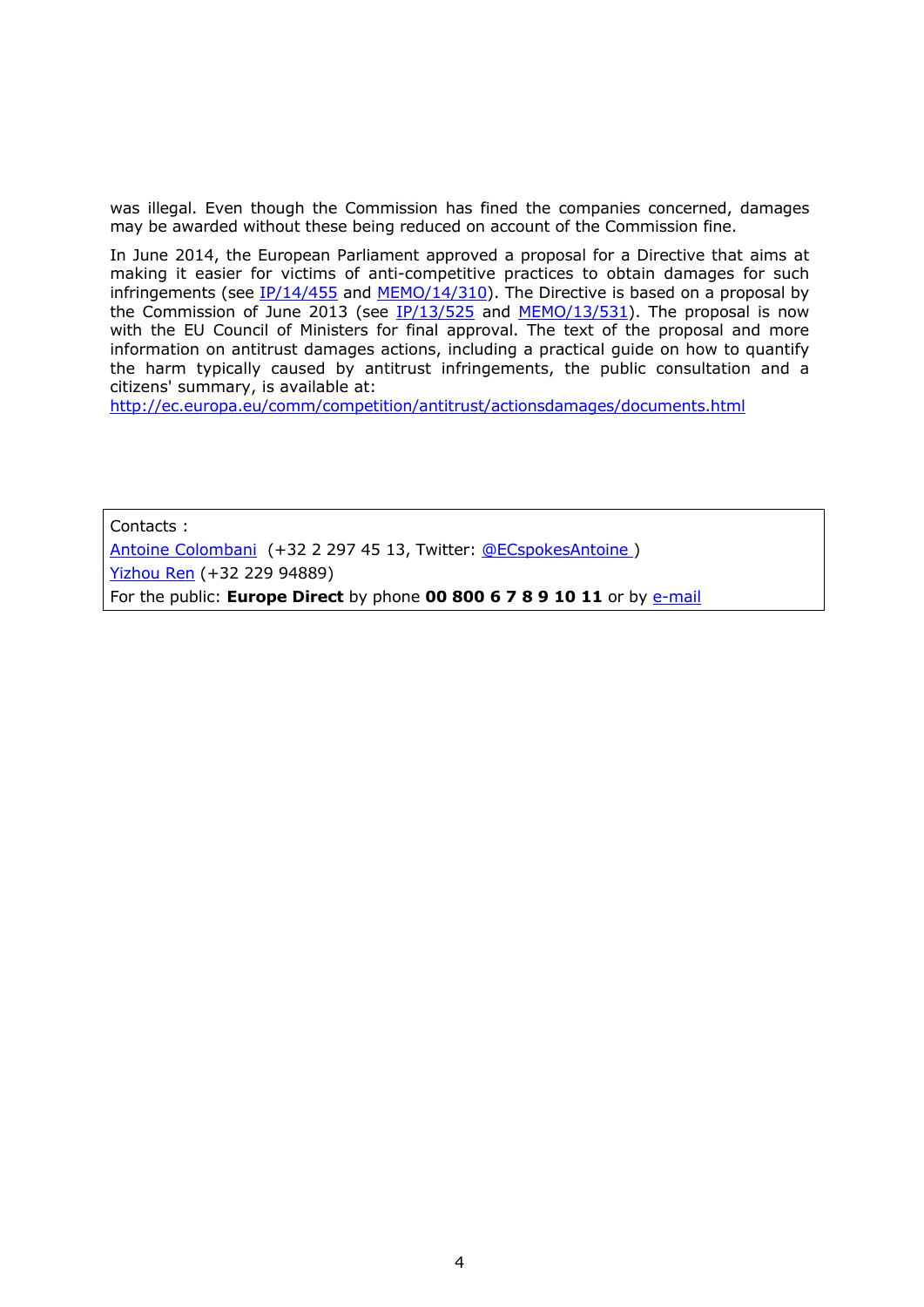was illegal. Even though the Commission has fined the companies concerned, damages may be awarded without these being reduced on account of the Commission fine.

In June 2014, the European Parliament approved a proposal for a Directive that aims at making it easier for victims of anti-competitive practices to obtain damages for such infringements (see IP/14/455 and MEMO/14/310). The Directive is based on a proposal by the Commission of June 2013 (see IP/13/525 and MEMO/13/531). The proposal is now with the EU Council of Ministers for final approval. The text of the proposal and more information on antitrust damages actions, including a practical guide on how to quantify the harm typically caused by antitrust infringements, the public consultation and a citizens' summary, is available at:
http://ec.europa.eu/comm/competition/antitrust/actionsdamages/documents.html

Contacts :
Antoine Colombani (+32 2 297 45 13, Twitter: @ECspokesAntoine )
Yizhou Ren (+32 229 94889)
For the public: **Europe Direct** by phone **00 800 6 7 8 9 10 11** or by e-mail